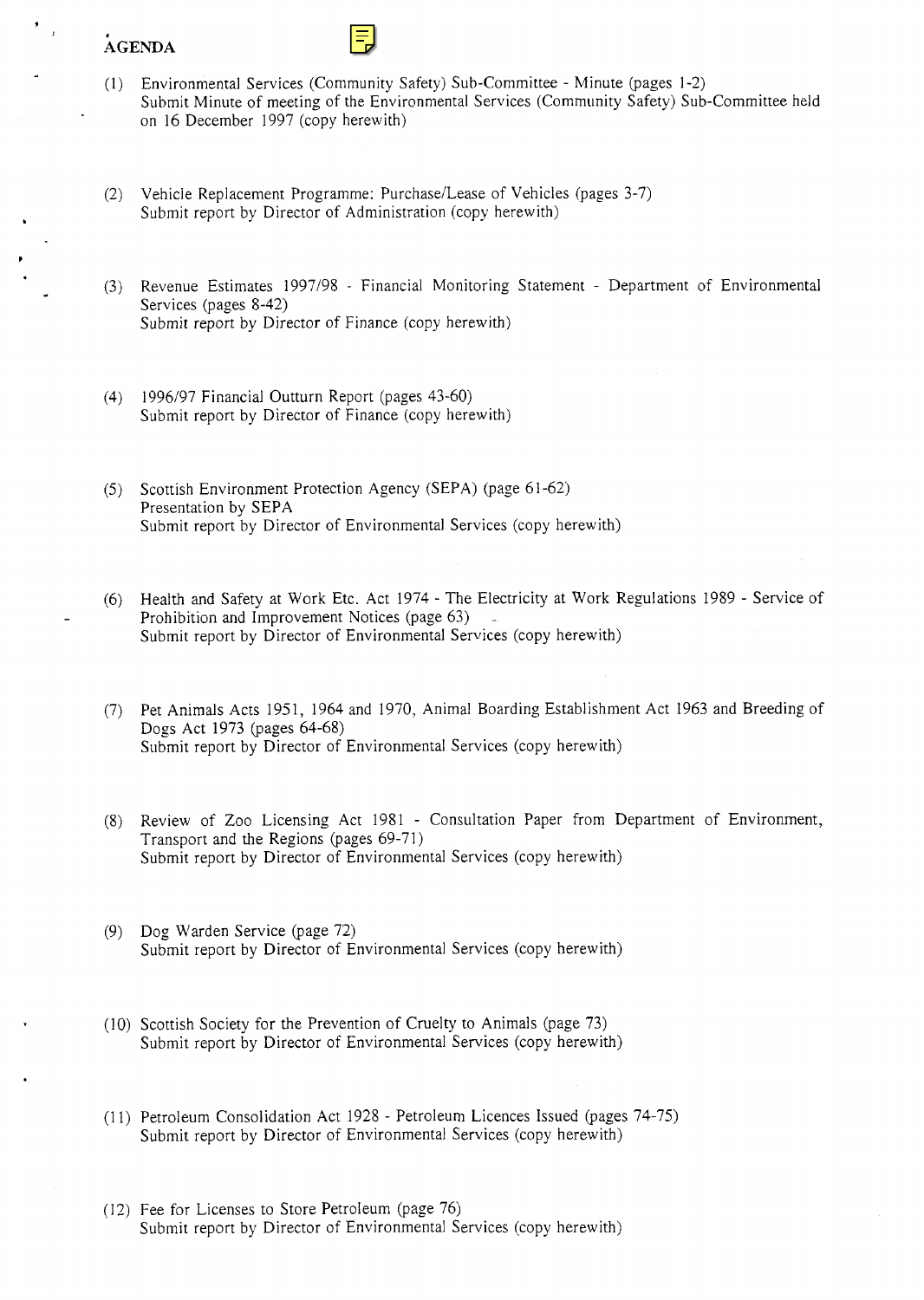# AGENDA

(1) Environmental Services (Community Safety) Sub-Committee - Minute (pages 1-2)
Submit Minute of meeting of the Environmental Services (Community Safety) Sub-Committee held on 16 December 1997 (copy herewith)

(2) Vehicle Replacement Programme: Purchase/Lease of Vehicles (pages 3-7)
Submit report by Director of Administration (copy herewith)

(3) Revenue Estimates 1997/98 - Financial Monitoring Statement - Department of Environmental Services (pages 8-42)
Submit report by Director of Finance (copy herewith)

(4) 1996/97 Financial Outturn Report (pages 43-60)
Submit report by Director of Finance (copy herewith)

(5) Scottish Environment Protection Agency (SEPA) (page 61-62)
Presentation by SEPA
Submit report by Director of Environmental Services (copy herewith)

(6) Health and Safety at Work Etc. Act 1974 - The Electricity at Work Regulations 1989 - Service of Prohibition and Improvement Notices (page 63)
Submit report by Director of Environmental Services (copy herewith)

(7) Pet Animals Acts 1951, 1964 and 1970, Animal Boarding Establishment Act 1963 and Breeding of Dogs Act 1973 (pages 64-68)
Submit report by Director of Environmental Services (copy herewith)

(8) Review of Zoo Licensing Act 1981 - Consultation Paper from Department of Environment, Transport and the Regions (pages 69-71)
Submit report by Director of Environmental Services (copy herewith)

(9) Dog Warden Service (page 72)
Submit report by Director of Environmental Services (copy herewith)

(10) Scottish Society for the Prevention of Cruelty to Animals (page 73)
Submit report by Director of Environmental Services (copy herewith)

(11) Petroleum Consolidation Act 1928 - Petroleum Licences Issued (pages 74-75)
Submit report by Director of Environmental Services (copy herewith)

(12) Fee for Licenses to Store Petroleum (page 76)
Submit report by Director of Environmental Services (copy herewith)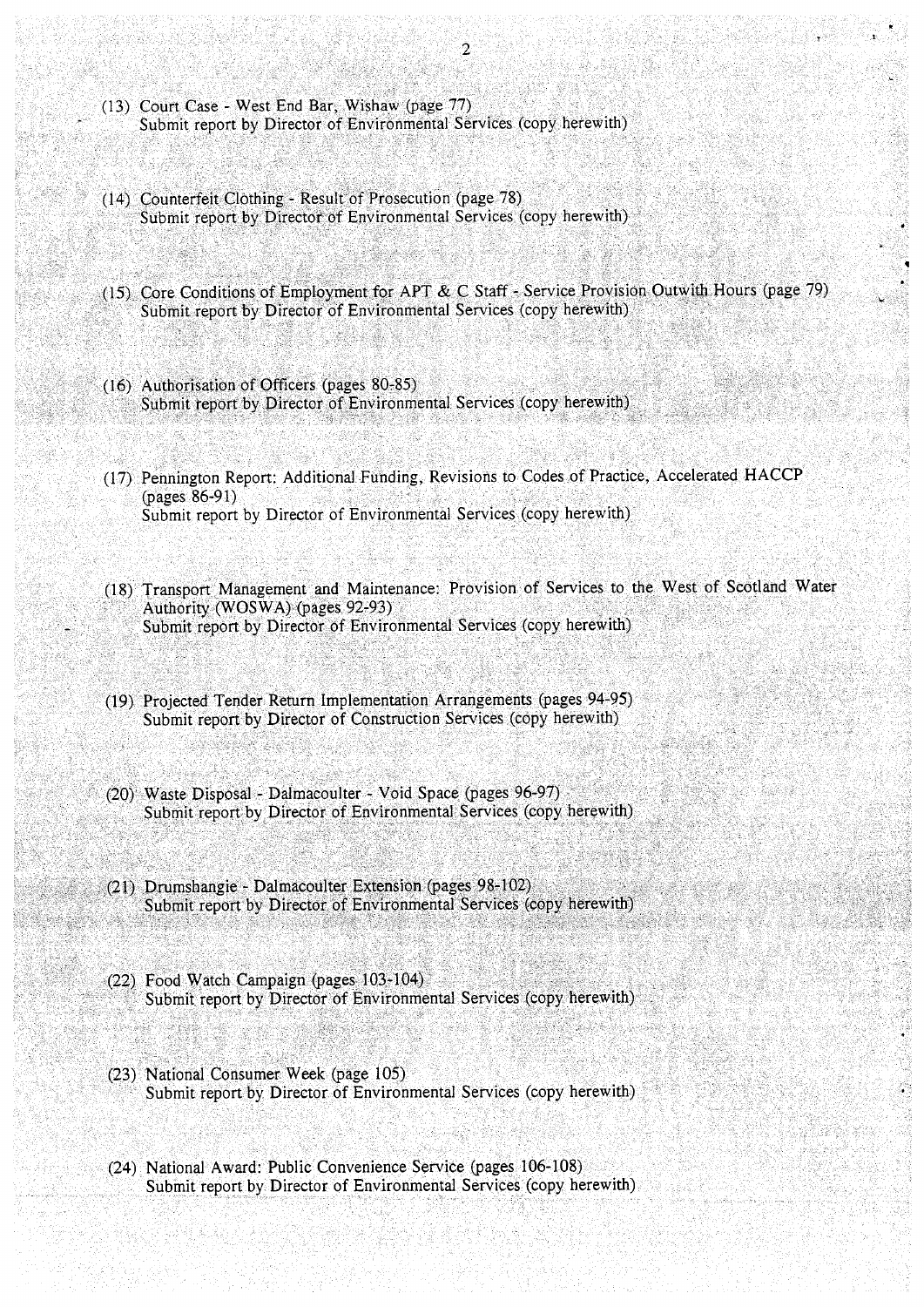(13) Court Case - West End Bar, Wishaw (page 77)
Submit report by Director of Environmental Services (copy herewith)

(14) Counterfeit Clothing - Result of Prosecution (page 78)
Submit report by Director of Environmental Services (copy herewith)

(15) Core Conditions of Employment for APT & C Staff - Service Provision Outwith Hours (page 79)
Submit report by Director of Environmental Services (copy herewith)

(16) Authorisation of Officers (pages 80-85)
Submit report by Director of Environmental Services (copy herewith)

(17) Pennington Report: Additional Funding, Revisions to Codes of Practice, Accelerated HACCP (pages 86-91)
Submit report by Director of Environmental Services (copy herewith)

(18) Transport Management and Maintenance: Provision of Services to the West of Scotland Water Authority (WOSWA) (pages 92-93)
Submit report by Director of Environmental Services (copy herewith)

(19) Projected Tender Return Implementation Arrangements (pages 94-95)
Submit report by Director of Construction Services (copy herewith)

(20) Waste Disposal - Dalmacoulter - Void Space (pages 96-97)
Submit report by Director of Environmental Services (copy herewith)

(21) Drumshangie - Dalmacoulter Extension (pages 98-102)
Submit report by Director of Environmental Services (copy herewith)

(22) Food Watch Campaign (pages 103-104)
Submit report by Director of Environmental Services (copy herewith)

(23) National Consumer Week (page 105)
Submit report by Director of Environmental Services (copy herewith)

(24) National Award: Public Convenience Service (pages 106-108)
Submit report by Director of Environmental Services (copy herewith)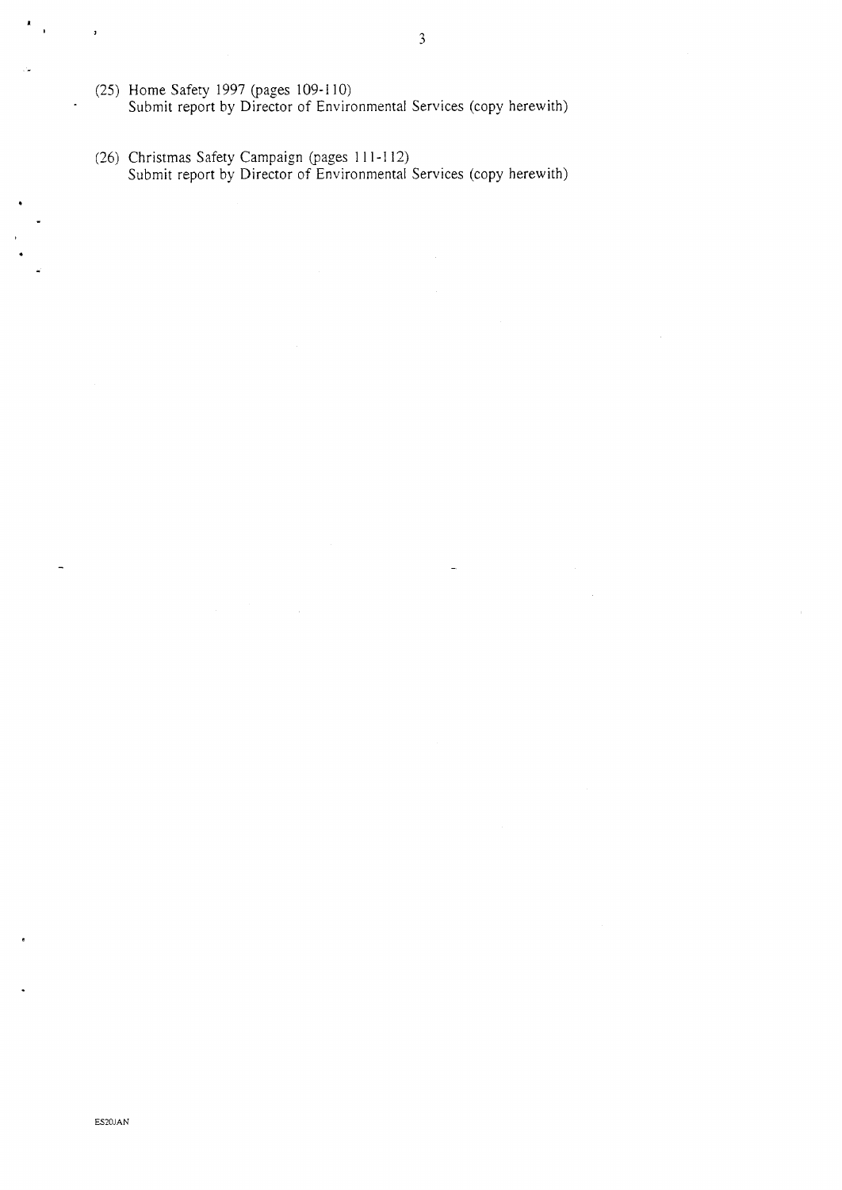(25) Home Safety 1997 (pages 109-110)
Submit report by Director of Environmental Services (copy herewith)

(26) Christmas Safety Campaign (pages 111-112)
Submit report by Director of Environmental Services (copy herewith)

ES20JAN